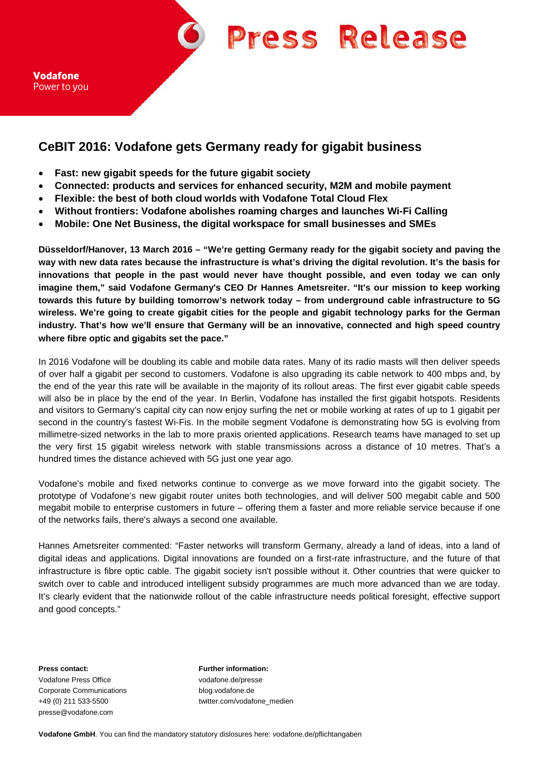Vodafone
Power to you

Press Release

## CeBIT 2016: Vodafone gets Germany ready for gigabit business

- **Fast: new gigabit speeds for the future gigabit society**
- **Connected: products and services for enhanced security, M2M and mobile payment**
- **Flexible: the best of both cloud worlds with Vodafone Total Cloud Flex**
- **Without frontiers: Vodafone abolishes roaming charges and launches Wi-Fi Calling**
- **Mobile: One Net Business, the digital workspace for small businesses and SMEs**

**Düsseldorf/Hanover, 13 March 2016 – "We're getting Germany ready for the gigabit society and paving the way with new data rates because the infrastructure is what's driving the digital revolution. It's the basis for innovations that people in the past would never have thought possible, and even today we can only imagine them," said Vodafone Germany's CEO Dr Hannes Ametsreiter. "It's our mission to keep working towards this future by building tomorrow's network today – from underground cable infrastructure to 5G wireless. We're going to create gigabit cities for the people and gigabit technology parks for the German industry. That's how we'll ensure that Germany will be an innovative, connected and high speed country where fibre optic and gigabits set the pace."**

In 2016 Vodafone will be doubling its cable and mobile data rates. Many of its radio masts will then deliver speeds of over half a gigabit per second to customers. Vodafone is also upgrading its cable network to 400 mbps and, by the end of the year this rate will be available in the majority of its rollout areas. The first ever gigabit cable speeds will also be in place by the end of the year. In Berlin, Vodafone has installed the first gigabit hotspots. Residents and visitors to Germany's capital city can now enjoy surfing the net or mobile working at rates of up to 1 gigabit per second in the country's fastest Wi-Fis. In the mobile segment Vodafone is demonstrating how 5G is evolving from millimetre-sized networks in the lab to more praxis oriented applications. Research teams have managed to set up the very first 15 gigabit wireless network with stable transmissions across a distance of 10 metres. That's a hundred times the distance achieved with 5G just one year ago.

Vodafone's mobile and fixed networks continue to converge as we move forward into the gigabit society. The prototype of Vodafone's new gigabit router unites both technologies, and will deliver 500 megabit cable and 500 megabit mobile to enterprise customers in future – offering them a faster and more reliable service because if one of the networks fails, there's always a second one available.

Hannes Ametsreiter commented: "Faster networks will transform Germany, already a land of ideas, into a land of digital ideas and applications. Digital innovations are founded on a first-rate infrastructure, and the future of that infrastructure is fibre optic cable. The gigabit society isn't possible without it. Other countries that were quicker to switch over to cable and introduced intelligent subsidy programmes are much more advanced than we are today. It's clearly evident that the nationwide rollout of the cable infrastructure needs political foresight, effective support and good concepts."

**Press contact:**
Vodafone Press Office
Corporate Communications
+49 (0) 211 533-5500
presse@vodafone.com

**Further information:**
vodafone.de/presse
blog.vodafone.de
twitter.com/vodafone_medien

**Vodafone GmbH**. You can find the mandatory statutory dislosures here: vodafone.de/pflichtangaben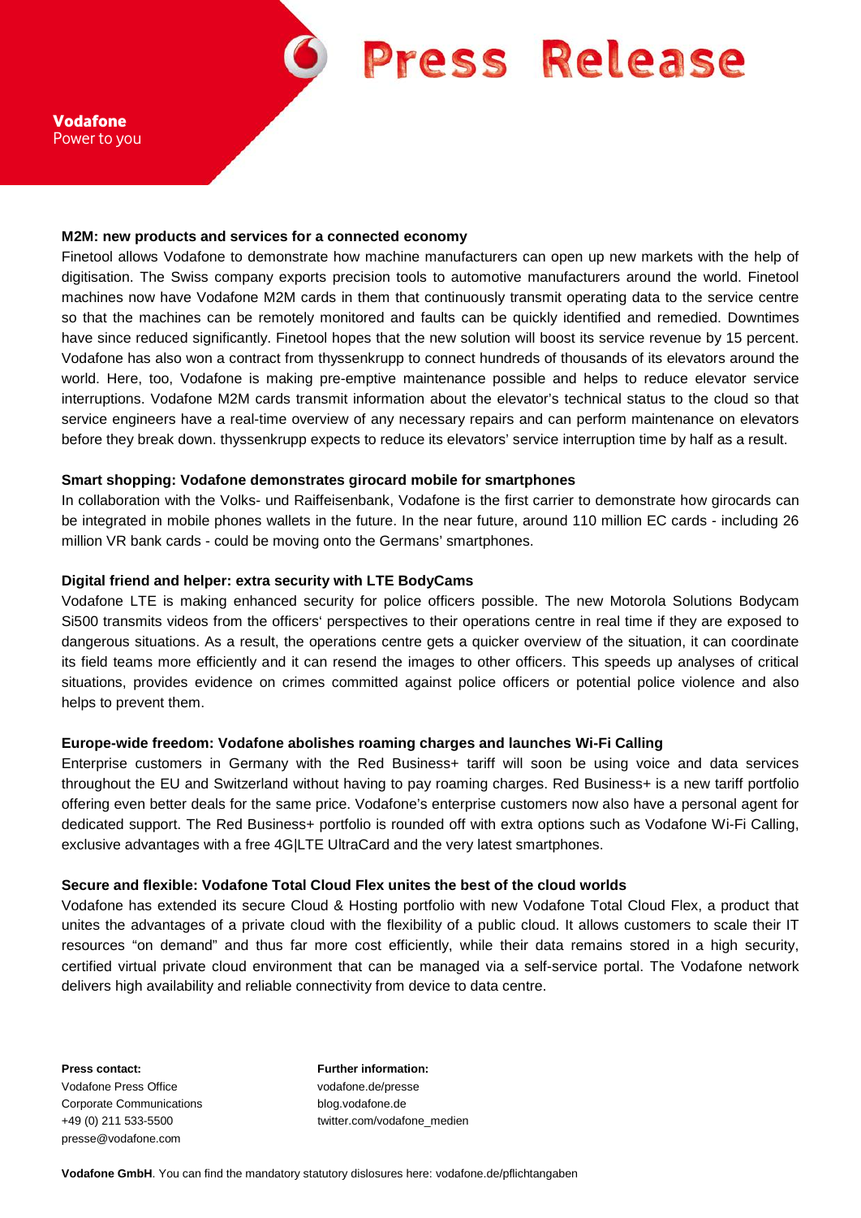**M2M: new products and services for a connected economy**

Finetool allows Vodafone to demonstrate how machine manufacturers can open up new markets with the help of digitisation. The Swiss company exports precision tools to automotive manufacturers around the world. Finetool machines now have Vodafone M2M cards in them that continuously transmit operating data to the service centre so that the machines can be remotely monitored and faults can be quickly identified and remedied. Downtimes have since reduced significantly. Finetool hopes that the new solution will boost its service revenue by 15 percent. Vodafone has also won a contract from thyssenkrupp to connect hundreds of thousands of its elevators around the world. Here, too, Vodafone is making pre-emptive maintenance possible and helps to reduce elevator service interruptions. Vodafone M2M cards transmit information about the elevator's technical status to the cloud so that service engineers have a real-time overview of any necessary repairs and can perform maintenance on elevators before they break down. thyssenkrupp expects to reduce its elevators' service interruption time by half as a result.

**Smart shopping: Vodafone demonstrates girocard mobile for smartphones**

In collaboration with the Volks- und Raiffeisenbank, Vodafone is the first carrier to demonstrate how girocards can be integrated in mobile phones wallets in the future. In the near future, around 110 million EC cards - including 26 million VR bank cards - could be moving onto the Germans' smartphones.

**Digital friend and helper: extra security with LTE BodyCams**

Vodafone LTE is making enhanced security for police officers possible. The new Motorola Solutions Bodycam Si500 transmits videos from the officers' perspectives to their operations centre in real time if they are exposed to dangerous situations. As a result, the operations centre gets a quicker overview of the situation, it can coordinate its field teams more efficiently and it can resend the images to other officers. This speeds up analyses of critical situations, provides evidence on crimes committed against police officers or potential police violence and also helps to prevent them.

**Europe-wide freedom: Vodafone abolishes roaming charges and launches Wi-Fi Calling**

Enterprise customers in Germany with the Red Business+ tariff will soon be using voice and data services throughout the EU and Switzerland without having to pay roaming charges. Red Business+ is a new tariff portfolio offering even better deals for the same price. Vodafone's enterprise customers now also have a personal agent for dedicated support. The Red Business+ portfolio is rounded off with extra options such as Vodafone Wi-Fi Calling, exclusive advantages with a free 4G|LTE UltraCard and the very latest smartphones.

**Secure and flexible: Vodafone Total Cloud Flex unites the best of the cloud worlds**

Vodafone has extended its secure Cloud & Hosting portfolio with new Vodafone Total Cloud Flex, a product that unites the advantages of a private cloud with the flexibility of a public cloud. It allows customers to scale their IT resources "on demand" and thus far more cost efficiently, while their data remains stored in a high security, certified virtual private cloud environment that can be managed via a self-service portal. The Vodafone network delivers high availability and reliable connectivity from device to data centre.

**Press contact:**
Vodafone Press Office
Corporate Communications
+49 (0) 211 533-5500
presse@vodafone.com

**Further information:**
vodafone.de/presse
blog.vodafone.de
twitter.com/vodafone_medien

**Vodafone GmbH**. You can find the mandatory statutory dislosures here: vodafone.de/pflichtangaben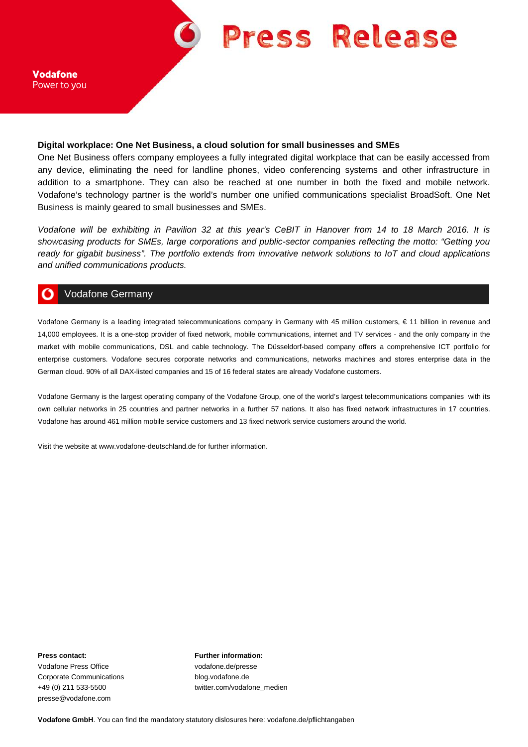**Digital workplace: One Net Business, a cloud solution for small businesses and SMEs**

One Net Business offers company employees a fully integrated digital workplace that can be easily accessed from any device, eliminating the need for landline phones, video conferencing systems and other infrastructure in addition to a smartphone. They can also be reached at one number in both the fixed and mobile network. Vodafone's technology partner is the world's number one unified communications specialist BroadSoft. One Net Business is mainly geared to small businesses and SMEs.

*Vodafone will be exhibiting in Pavilion 32 at this year's CeBIT in Hanover from 14 to 18 March 2016. It is showcasing products for SMEs, large corporations and public-sector companies reflecting the motto: "Getting you ready for gigabit business". The portfolio extends from innovative network solutions to IoT and cloud applications and unified communications products.*

## Vodafone Germany

Vodafone Germany is a leading integrated telecommunications company in Germany with 45 million customers, € 11 billion in revenue and 14,000 employees. It is a one-stop provider of fixed network, mobile communications, internet and TV services - and the only company in the market with mobile communications, DSL and cable technology. The Düsseldorf-based company offers a comprehensive ICT portfolio for enterprise customers. Vodafone secures corporate networks and communications, networks machines and stores enterprise data in the German cloud. 90% of all DAX-listed companies and 15 of 16 federal states are already Vodafone customers.

Vodafone Germany is the largest operating company of the Vodafone Group, one of the world's largest telecommunications companies with its own cellular networks in 25 countries and partner networks in a further 57 nations. It also has fixed network infrastructures in 17 countries. Vodafone has around 461 million mobile service customers and 13 fixed network service customers around the world.

Visit the website at www.vodafone-deutschland.de for further information.

**Press contact:**
Vodafone Press Office
Corporate Communications
+49 (0) 211 533-5500
presse@vodafone.com

**Further information:**
vodafone.de/presse
blog.vodafone.de
twitter.com/vodafone_medien

**Vodafone GmbH**. You can find the mandatory statutory dislosures here: vodafone.de/pflichtangaben